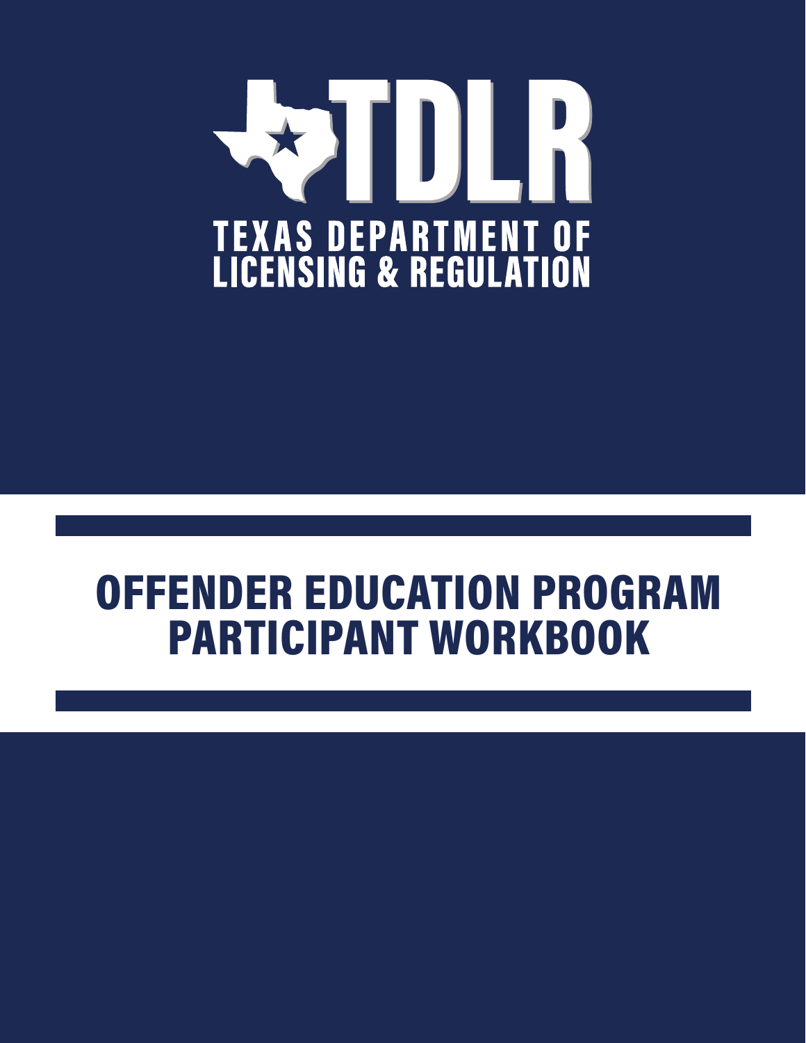TDLR

TEXAS DEPARTMENT OF LICENSING & REGULATION

# OFFENDER EDUCATION PROGRAM PARTICIPANT WORKBOOK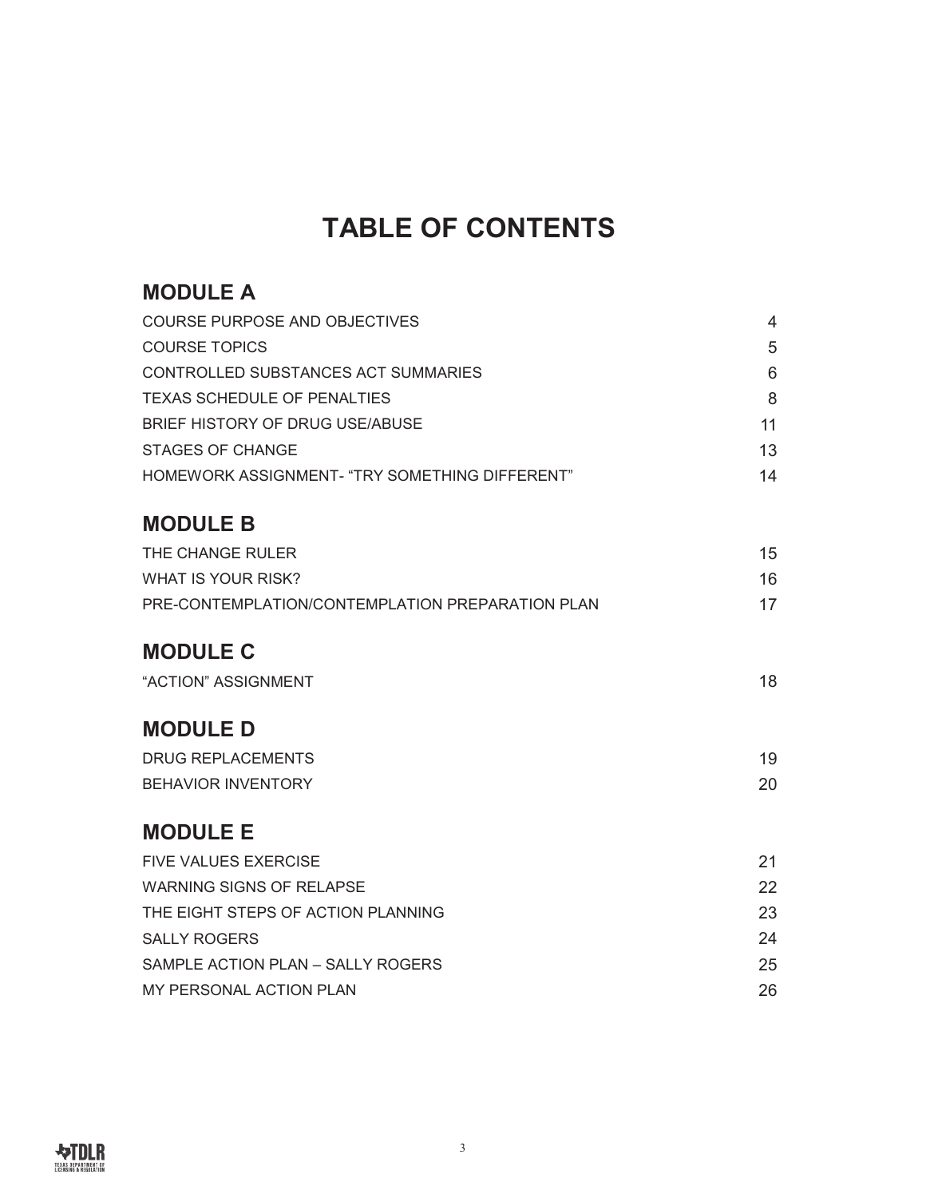# TABLE OF CONTENTS

## MODULE A

| | |
|---|---|
| COURSE PURPOSE AND OBJECTIVES | 4 |
| COURSE TOPICS | 5 |
| CONTROLLED SUBSTANCES ACT SUMMARIES | 6 |
| TEXAS SCHEDULE OF PENALTIES | 8 |
| BRIEF HISTORY OF DRUG USE/ABUSE | 11 |
| STAGES OF CHANGE | 13 |
| HOMEWORK ASSIGNMENT- "TRY SOMETHING DIFFERENT" | 14 |

## MODULE B

| | |
|---|---|
| THE CHANGE RULER | 15 |
| WHAT IS YOUR RISK? | 16 |
| PRE-CONTEMPLATION/CONTEMPLATION PREPARATION PLAN | 17 |

## MODULE C

| | |
|---|---|
| "ACTION" ASSIGNMENT | 18 |

## MODULE D

| | |
|---|---|
| DRUG REPLACEMENTS | 19 |
| BEHAVIOR INVENTORY | 20 |

## MODULE E

| | |
|---|---|
| FIVE VALUES EXERCISE | 21 |
| WARNING SIGNS OF RELAPSE | 22 |
| THE EIGHT STEPS OF ACTION PLANNING | 23 |
| SALLY ROGERS | 24 |
| SAMPLE ACTION PLAN – SALLY ROGERS | 25 |
| MY PERSONAL ACTION PLAN | 26 |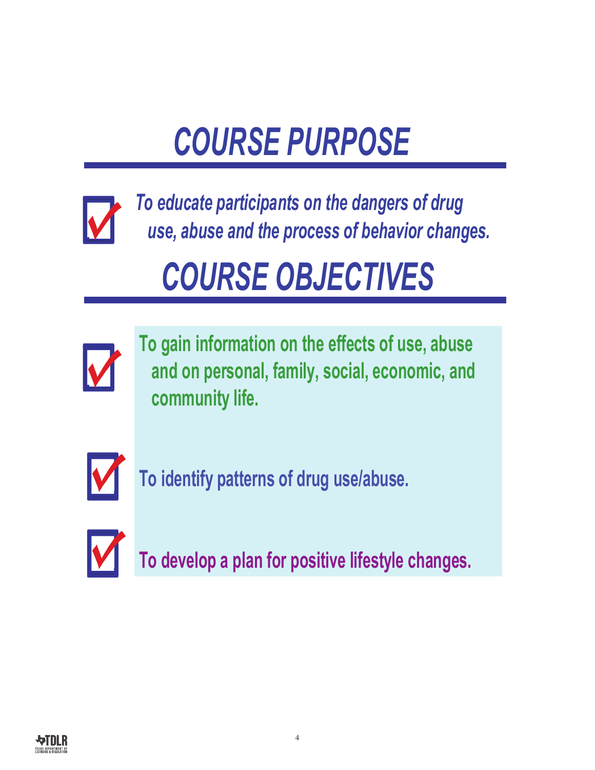# *COURSE PURPOSE*

- *To educate participants on the dangers of drug use, abuse and the process of behavior changes.*

# *COURSE OBJECTIVES*

- **To gain information on the effects of use, abuse and on personal, family, social, economic, and community life.**
- **To identify patterns of drug use/abuse.**
- **To develop a plan for positive lifestyle changes.**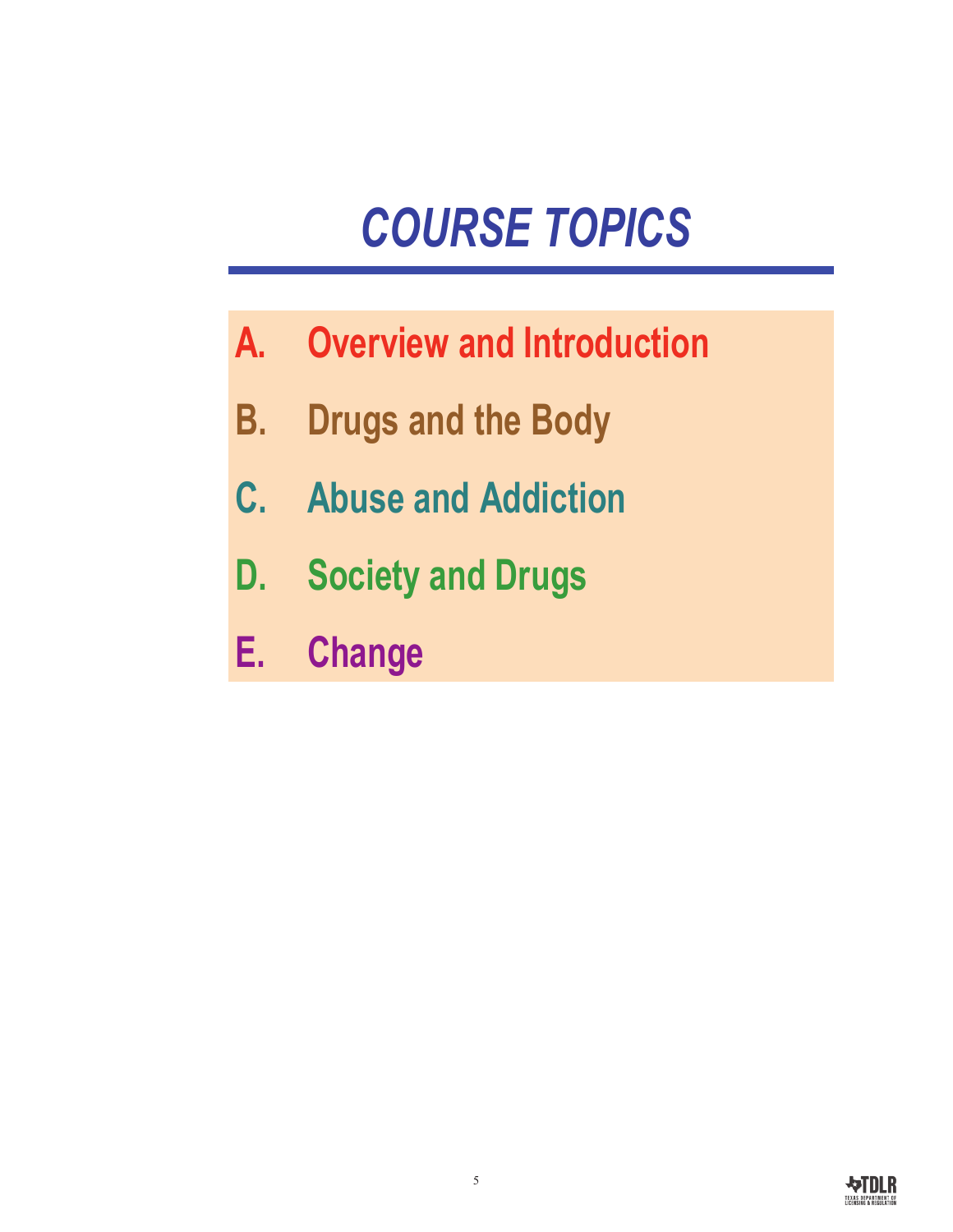# *COURSE TOPICS*

A. Overview and Introduction

B. Drugs and the Body

C. Abuse and Addiction

D. Society and Drugs

E. Change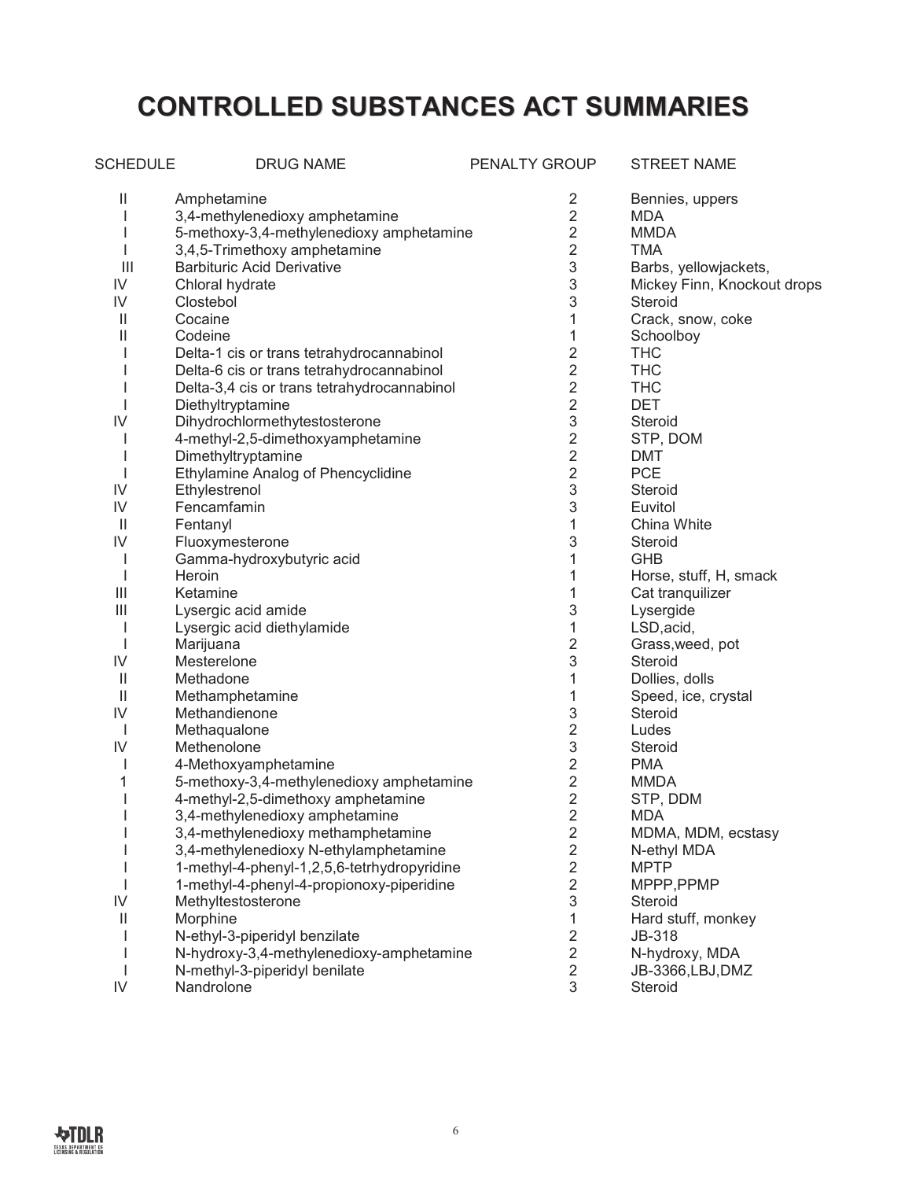# CONTROLLED SUBSTANCES ACT SUMMARIES

| SCHEDULE | DRUG NAME | PENALTY GROUP | STREET NAME |
|---|---|---|---|
| II | Amphetamine | 2 | Bennies, uppers |
| I | 3,4-methylenedioxy amphetamine | 2 | MDA |
| I | 5-methoxy-3,4-methylenedioxy amphetamine | 2 | MMDA |
| I | 3,4,5-Trimethoxy amphetamine | 2 | TMA |
| III | Barbituric Acid Derivative | 3 | Barbs, yellowjackets, |
| IV | Chloral hydrate | 3 | Mickey Finn, Knockout drops |
| IV | Clostebol | 3 | Steroid |
| II | Cocaine | 1 | Crack, snow, coke |
| II | Codeine | 1 | Schoolboy |
| I | Delta-1 cis or trans tetrahydrocannabinol | 2 | THC |
| I | Delta-6 cis or trans tetrahydrocannabinol | 2 | THC |
| I | Delta-3,4 cis or trans tetrahydrocannabinol | 2 | THC |
| I | Diethyltryptamine | 2 | DET |
| IV | Dihydrochlormethytestosterone | 3 | Steroid |
| I | 4-methyl-2,5-dimethoxyamphetamine | 2 | STP, DOM |
| I | Dimethyltryptamine | 2 | DMT |
| I | Ethylamine Analog of Phencyclidine | 2 | PCE |
| IV | Ethylestrenol | 3 | Steroid |
| IV | Fencamfamin | 3 | Euvitol |
| II | Fentanyl | 1 | China White |
| IV | Fluoxymesterone | 3 | Steroid |
| I | Gamma-hydroxybutyric acid | 1 | GHB |
| I | Heroin | 1 | Horse, stuff, H, smack |
| III | Ketamine | 1 | Cat tranquilizer |
| III | Lysergic acid amide | 3 | Lysergide |
| I | Lysergic acid diethylamide | 1 | LSD,acid, |
| I | Marijuana | 2 | Grass,weed, pot |
| IV | Mesterelone | 3 | Steroid |
| II | Methadone | 1 | Dollies, dolls |
| II | Methamphetamine | 1 | Speed, ice, crystal |
| IV | Methandienone | 3 | Steroid |
| I | Methaqualone | 2 | Ludes |
| IV | Methenolone | 3 | Steroid |
| I | 4-Methoxyamphetamine | 2 | PMA |
| 1 | 5-methoxy-3,4-methylenedioxy amphetamine | 2 | MMDA |
| I | 4-methyl-2,5-dimethoxy amphetamine | 2 | STP, DDM |
| I | 3,4-methylenedioxy amphetamine | 2 | MDA |
| I | 3,4-methylenedioxy methamphetamine | 2 | MDMA, MDM, ecstasy |
| I | 3,4-methylenedioxy N-ethylamphetamine | 2 | N-ethyl MDA |
| I | 1-methyl-4-phenyl-1,2,5,6-tetrhydropyridine | 2 | MPTP |
| I | 1-methyl-4-phenyl-4-propionoxy-piperidine | 2 | MPPP,PPMP |
| IV | Methyltestosterone | 3 | Steroid |
| II | Morphine | 1 | Hard stuff, monkey |
| I | N-ethyl-3-piperidyl benzilate | 2 | JB-318 |
| I | N-hydroxy-3,4-methylenedioxy-amphetamine | 2 | N-hydroxy, MDA |
| I | N-methyl-3-piperidyl benilate | 2 | JB-3366,LBJ,DMZ |
| IV | Nandrolone | 3 | Steroid |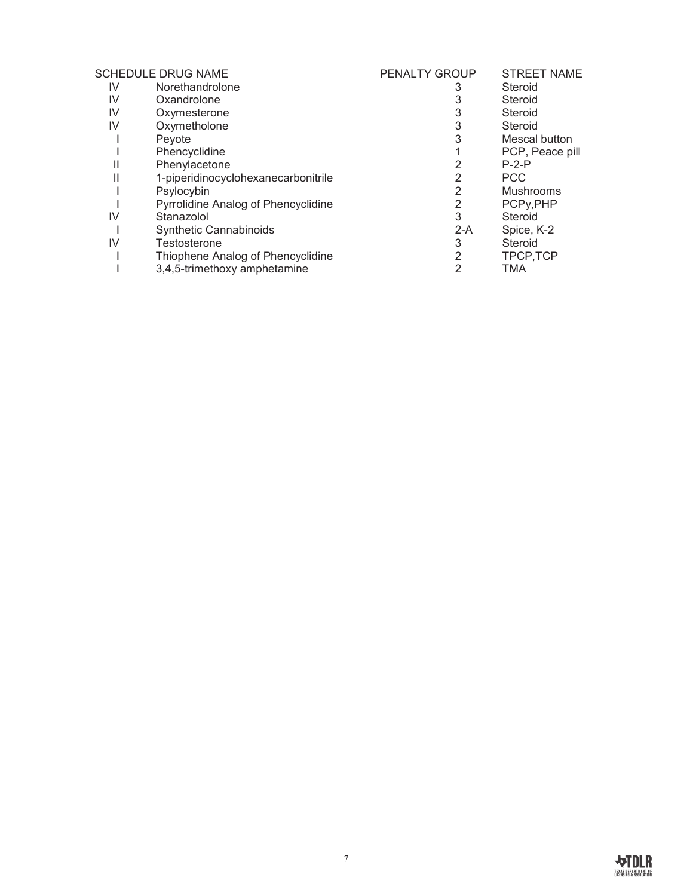| SCHEDULE | DRUG NAME | PENALTY GROUP | STREET NAME |
|---|---|---|---|
| IV | Norethandrolone | 3 | Steroid |
| IV | Oxandrolone | 3 | Steroid |
| IV | Oxymesterone | 3 | Steroid |
| IV | Oxymetholone | 3 | Steroid |
| I | Peyote | 3 | Mescal button |
| I | Phencyclidine | 1 | PCP, Peace pill |
| II | Phenylacetone | 2 | P-2-P |
| II | 1-piperidinocyclohexanecarbonitrile | 2 | PCC |
| I | Psylocybin | 2 | Mushrooms |
| I | Pyrrolidine Analog of Phencyclidine | 2 | PCPy,PHP |
| IV | Stanazolol | 3 | Steroid |
| I | Synthetic Cannabinoids | 2-A | Spice, K-2 |
| IV | Testosterone | 3 | Steroid |
| I | Thiophene Analog of Phencyclidine | 2 | TPCP,TCP |
| I | 3,4,5-trimethoxy amphetamine | 2 | TMA |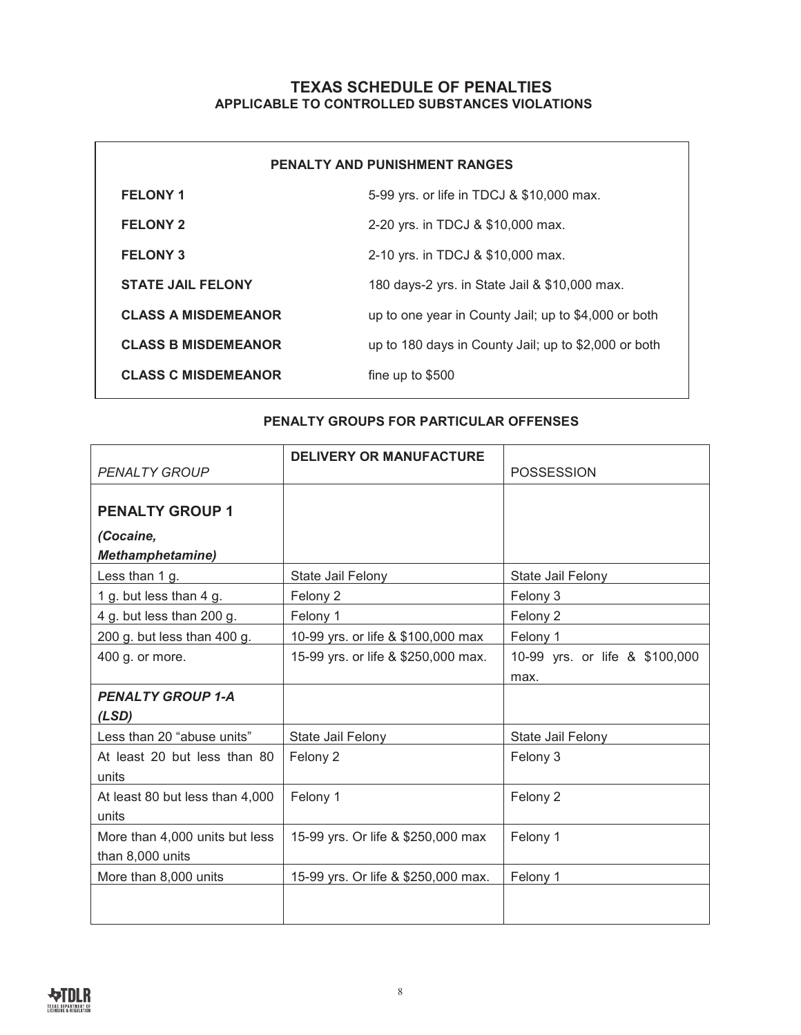# TEXAS SCHEDULE OF PENALTIES

## APPLICABLE TO CONTROLLED SUBSTANCES VIOLATIONS

| PENALTY AND PUNISHMENT RANGES | |
|---|---|
| **FELONY 1** | 5-99 yrs. or life in TDCJ & $10,000 max. |
| **FELONY 2** | 2-20 yrs. in TDCJ & $10,000 max. |
| **FELONY 3** | 2-10 yrs. in TDCJ & $10,000 max. |
| **STATE JAIL FELONY** | 180 days-2 yrs. in State Jail & $10,000 max. |
| **CLASS A MISDEMEANOR** | up to one year in County Jail; up to $4,000 or both |
| **CLASS B MISDEMEANOR** | up to 180 days in County Jail; up to $2,000 or both |
| **CLASS C MISDEMEANOR** | fine up to $500 |

### PENALTY GROUPS FOR PARTICULAR OFFENSES

| *PENALTY GROUP* | **DELIVERY OR MANUFACTURE** | POSSESSION |
|---|---|---|
| **PENALTY GROUP 1** ***(Cocaine, Methamphetamine)*** | | |
| Less than 1 g. | State Jail Felony | State Jail Felony |
| 1 g. but less than 4 g. | Felony 2 | Felony 3 |
| 4 g. but less than 200 g. | Felony 1 | Felony 2 |
| 200 g. but less than 400 g. | 10-99 yrs. or life & $100,000 max | Felony 1 |
| 400 g. or more. | 15-99 yrs. or life & $250,000 max. | 10-99 yrs. or life & $100,000 max. |
| ***PENALTY GROUP 1-A (LSD)*** | | |
| Less than 20 "abuse units" | State Jail Felony | State Jail Felony |
| At least 20 but less than 80 units | Felony 2 | Felony 3 |
| At least 80 but less than 4,000 units | Felony 1 | Felony 2 |
| More than 4,000 units but less than 8,000 units | 15-99 yrs. Or life & $250,000 max | Felony 1 |
| More than 8,000 units | 15-99 yrs. Or life & $250,000 max. | Felony 1 |
| | | |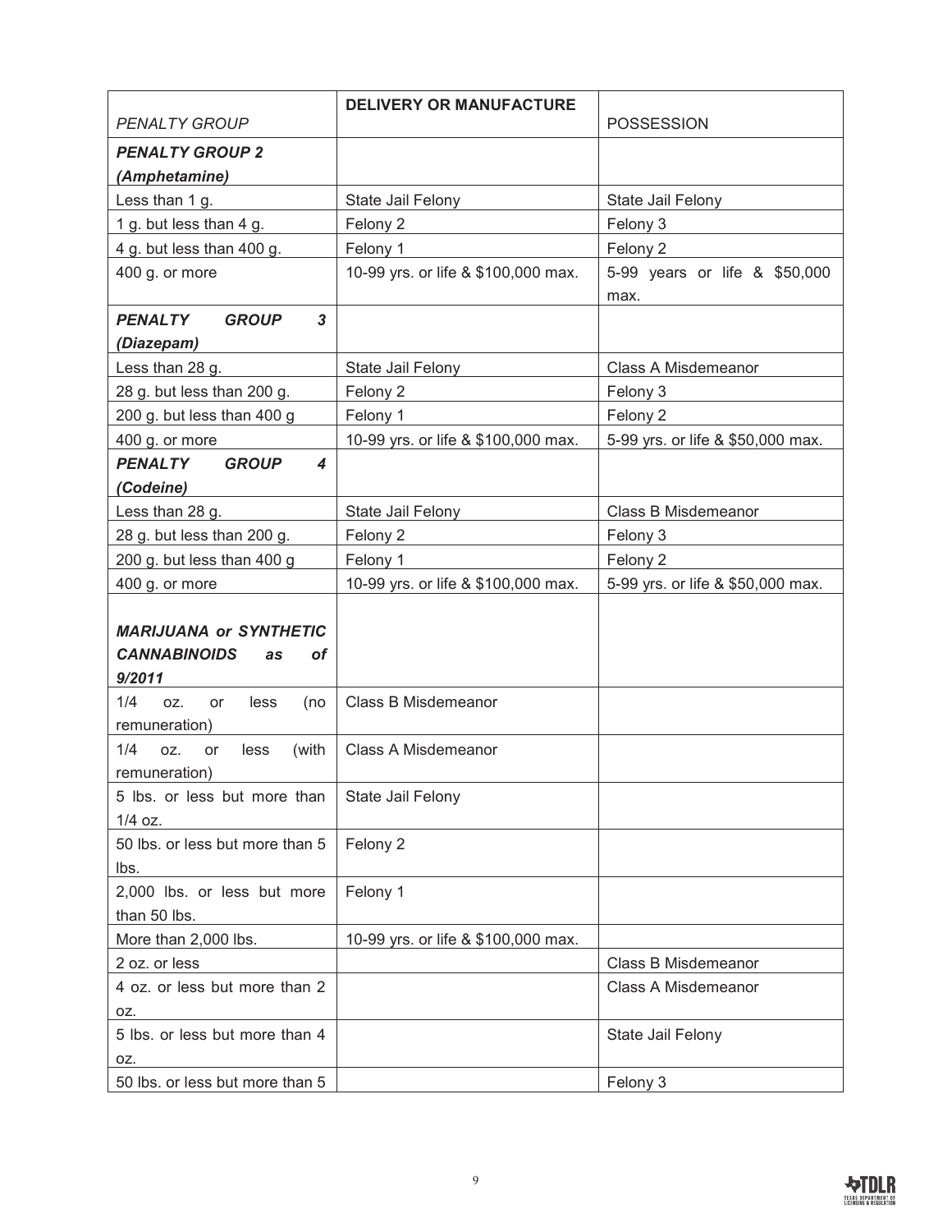| *PENALTY GROUP* | **DELIVERY OR MANUFACTURE** | POSSESSION |
|---|---|---|
| ***PENALTY GROUP 2 (Amphetamine)*** | | |
| Less than 1 g. | State Jail Felony | State Jail Felony |
| 1 g. but less than 4 g. | Felony 2 | Felony 3 |
| 4 g. but less than 400 g. | Felony 1 | Felony 2 |
| 400 g. or more | 10-99 yrs. or life & $100,000 max. | 5-99 years or life & $50,000 max. |
| ***PENALTY GROUP 3 (Diazepam)*** | | |
| Less than 28 g. | State Jail Felony | Class A Misdemeanor |
| 28 g. but less than 200 g. | Felony 2 | Felony 3 |
| 200 g. but less than 400 g | Felony 1 | Felony 2 |
| 400 g. or more | 10-99 yrs. or life & $100,000 max. | 5-99 yrs. or life & $50,000 max. |
| ***PENALTY GROUP 4 (Codeine)*** | | |
| Less than 28 g. | State Jail Felony | Class B Misdemeanor |
| 28 g. but less than 200 g. | Felony 2 | Felony 3 |
| 200 g. but less than 400 g | Felony 1 | Felony 2 |
| 400 g. or more | 10-99 yrs. or life & $100,000 max. | 5-99 yrs. or life & $50,000 max. |
| ***MARIJUANA or SYNTHETIC CANNABINOIDS as of 9/2011*** | | |
| 1/4 oz. or less (no remuneration) | Class B Misdemeanor | |
| 1/4 oz. or less (with remuneration) | Class A Misdemeanor | |
| 5 lbs. or less but more than 1/4 oz. | State Jail Felony | |
| 50 lbs. or less but more than 5 lbs. | Felony 2 | |
| 2,000 lbs. or less but more than 50 lbs. | Felony 1 | |
| More than 2,000 lbs. | 10-99 yrs. or life & $100,000 max. | |
| 2 oz. or less | | Class B Misdemeanor |
| 4 oz. or less but more than 2 oz. | | Class A Misdemeanor |
| 5 lbs. or less but more than 4 oz. | | State Jail Felony |
| 50 lbs. or less but more than 5 | | Felony 3 |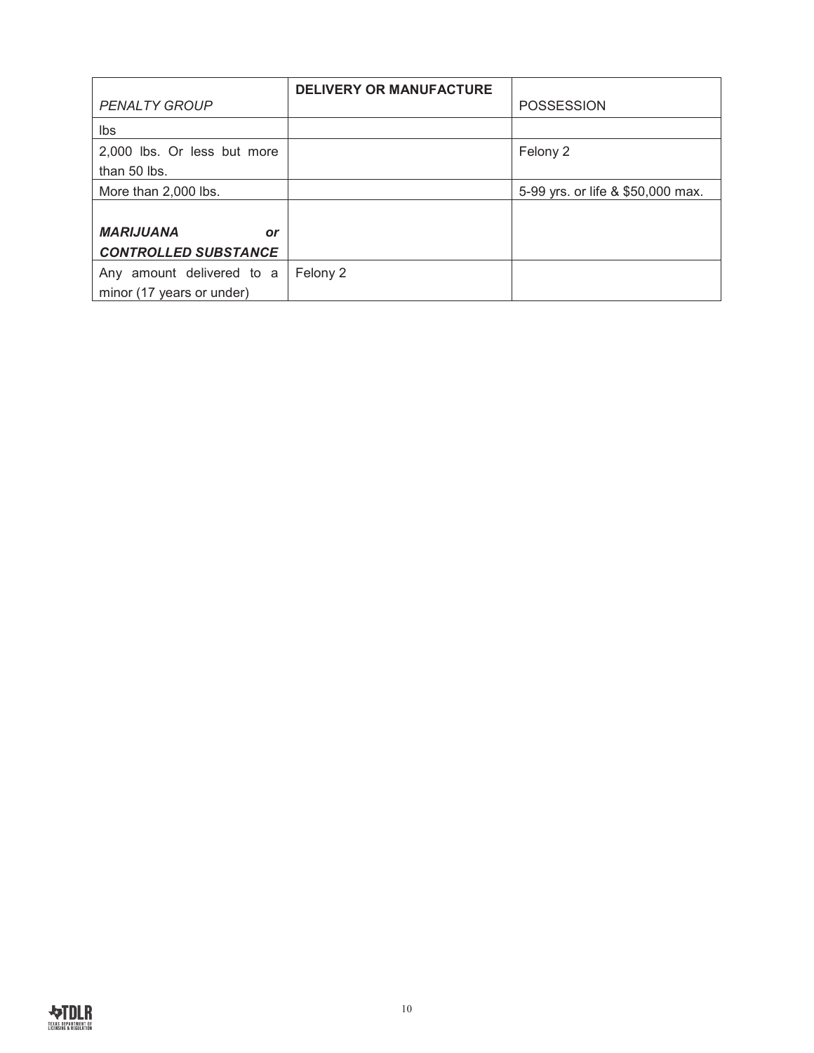| *PENALTY GROUP* | **DELIVERY OR MANUFACTURE** | POSSESSION |
|---|---|---|
| lbs | | |
| 2,000 lbs. Or less but more than 50 lbs. | | Felony 2 |
| More than 2,000 lbs. | | 5-99 yrs. or life & $50,000 max. |
| ***MARIJUANA or CONTROLLED SUBSTANCE*** | | |
| Any amount delivered to a minor (17 years or under) | Felony 2 | |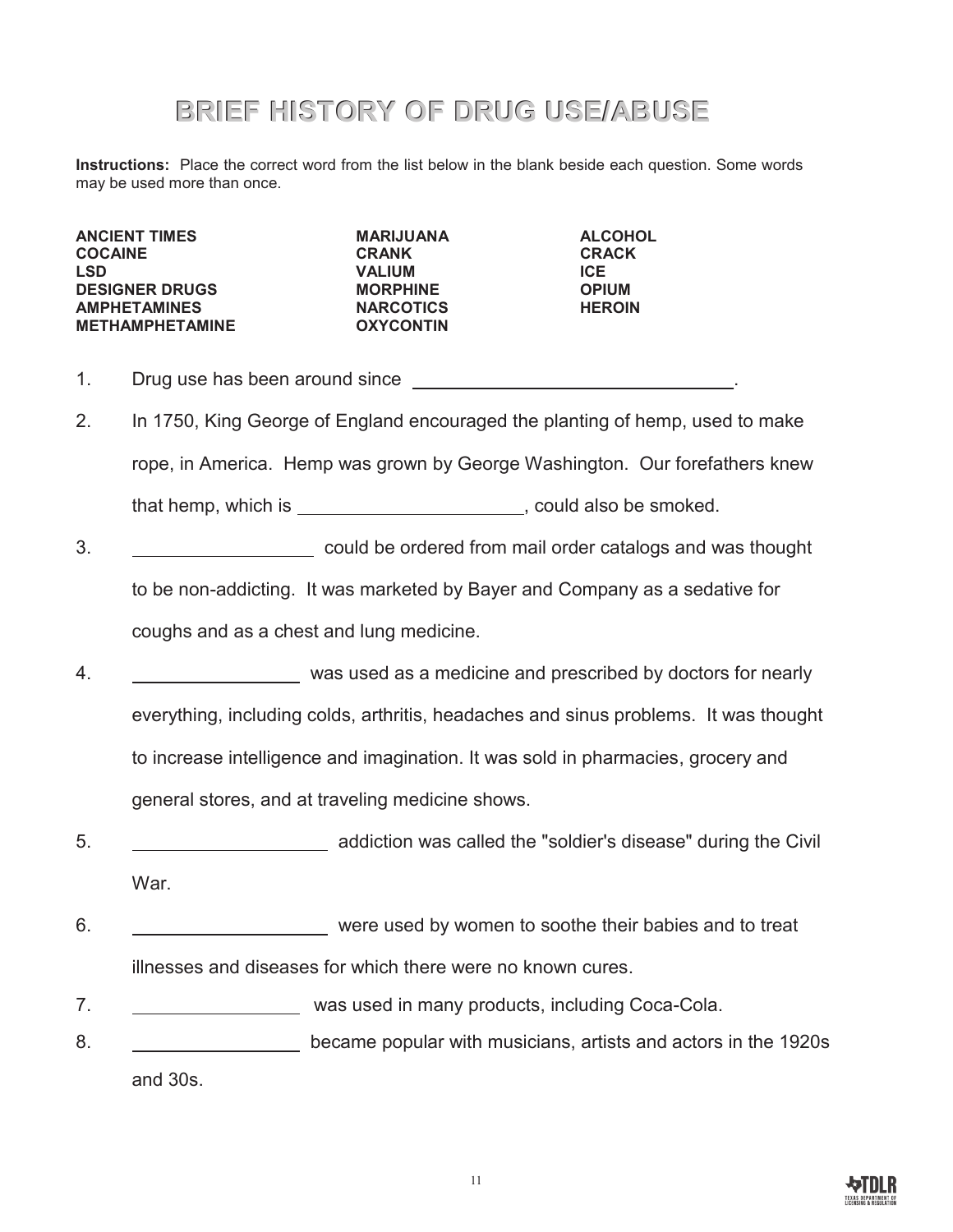# BRIEF HISTORY OF DRUG USE/ABUSE

**Instructions:** Place the correct word from the list below in the blank beside each question. Some words may be used more than once.

| | | |
|---|---|---|
| **ANCIENT TIMES** | **MARIJUANA** | **ALCOHOL** |
| **COCAINE** | **CRANK** | **CRACK** |
| **LSD** | **VALIUM** | **ICE** |
| **DESIGNER DRUGS** | **MORPHINE** | **OPIUM** |
| **AMPHETAMINES** | **NARCOTICS** | **HEROIN** |
| **METHAMPHETAMINE** | **OXYCONTIN** | |

1. Drug use has been around since ________________________________.
2. In 1750, King George of England encouraged the planting of hemp, used to make rope, in America. Hemp was grown by George Washington. Our forefathers knew that hemp, which is ______________________, could also be smoked.
3. __________________ could be ordered from mail order catalogs and was thought to be non-addicting. It was marketed by Bayer and Company as a sedative for coughs and as a chest and lung medicine.
4. _________________ was used as a medicine and prescribed by doctors for nearly everything, including colds, arthritis, headaches and sinus problems. It was thought to increase intelligence and imagination. It was sold in pharmacies, grocery and general stores, and at traveling medicine shows.
5. ___________________ addiction was called the "soldier's disease" during the Civil War.
6. ___________________ were used by women to soothe their babies and to treat illnesses and diseases for which there were no known cures.
7. _________________ was used in many products, including Coca-Cola.
8. _________________ became popular with musicians, artists and actors in the 1920s and 30s.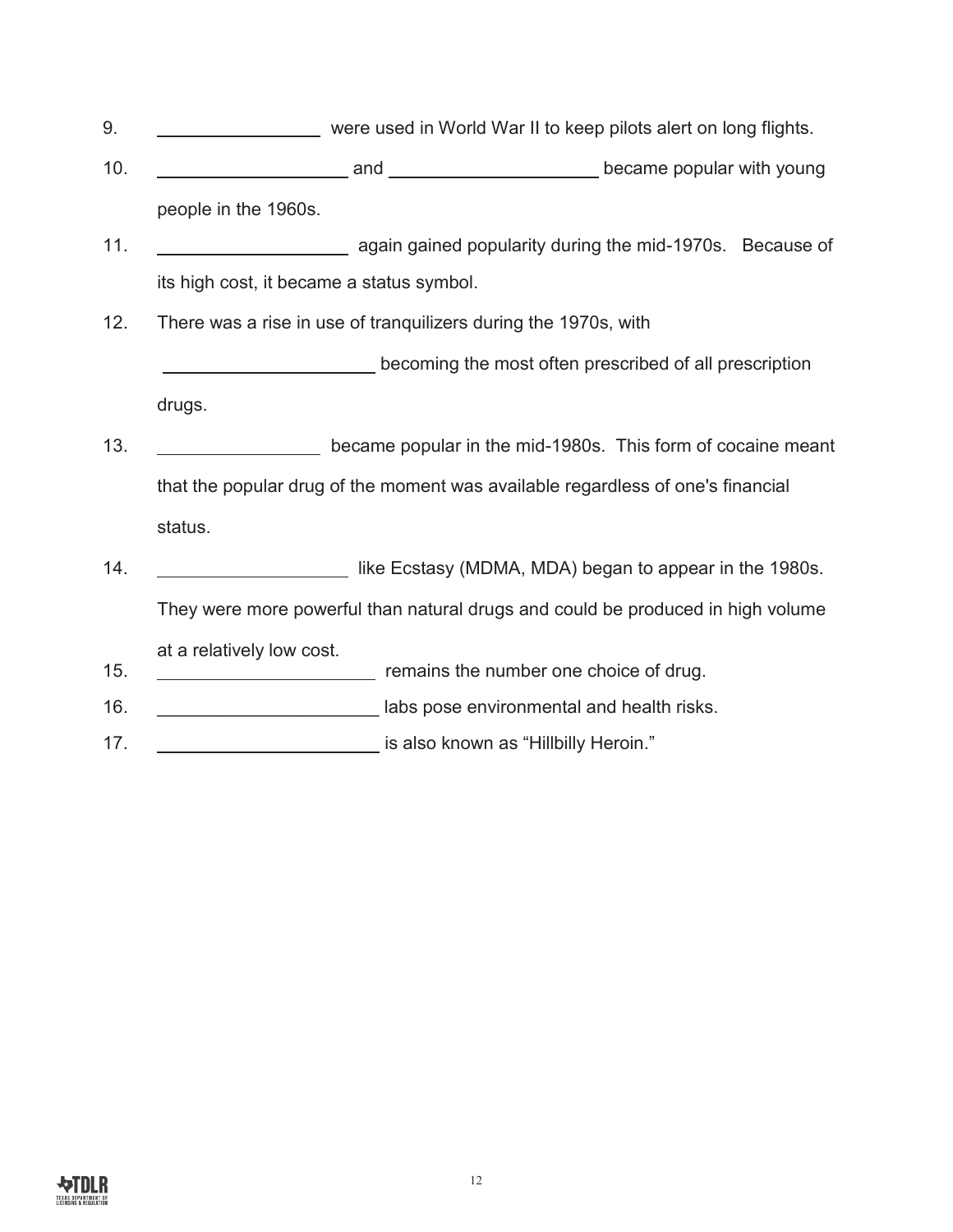9. ________________ were used in World War II to keep pilots alert on long flights.
10. ___________________ and _____________________ became popular with young people in the 1960s.
11. ___________________ again gained popularity during the mid-1970s. Because of its high cost, it became a status symbol.
12. There was a rise in use of tranquilizers during the 1970s, with _____________________ becoming the most often prescribed of all prescription drugs.
13. ________________ became popular in the mid-1980s. This form of cocaine meant that the popular drug of the moment was available regardless of one's financial status.
14. ___________________ like Ecstasy (MDMA, MDA) began to appear in the 1980s. They were more powerful than natural drugs and could be produced in high volume at a relatively low cost.
15. ______________________ remains the number one choice of drug.
16. ______________________ labs pose environmental and health risks.
17. ______________________ is also known as "Hillbilly Heroin."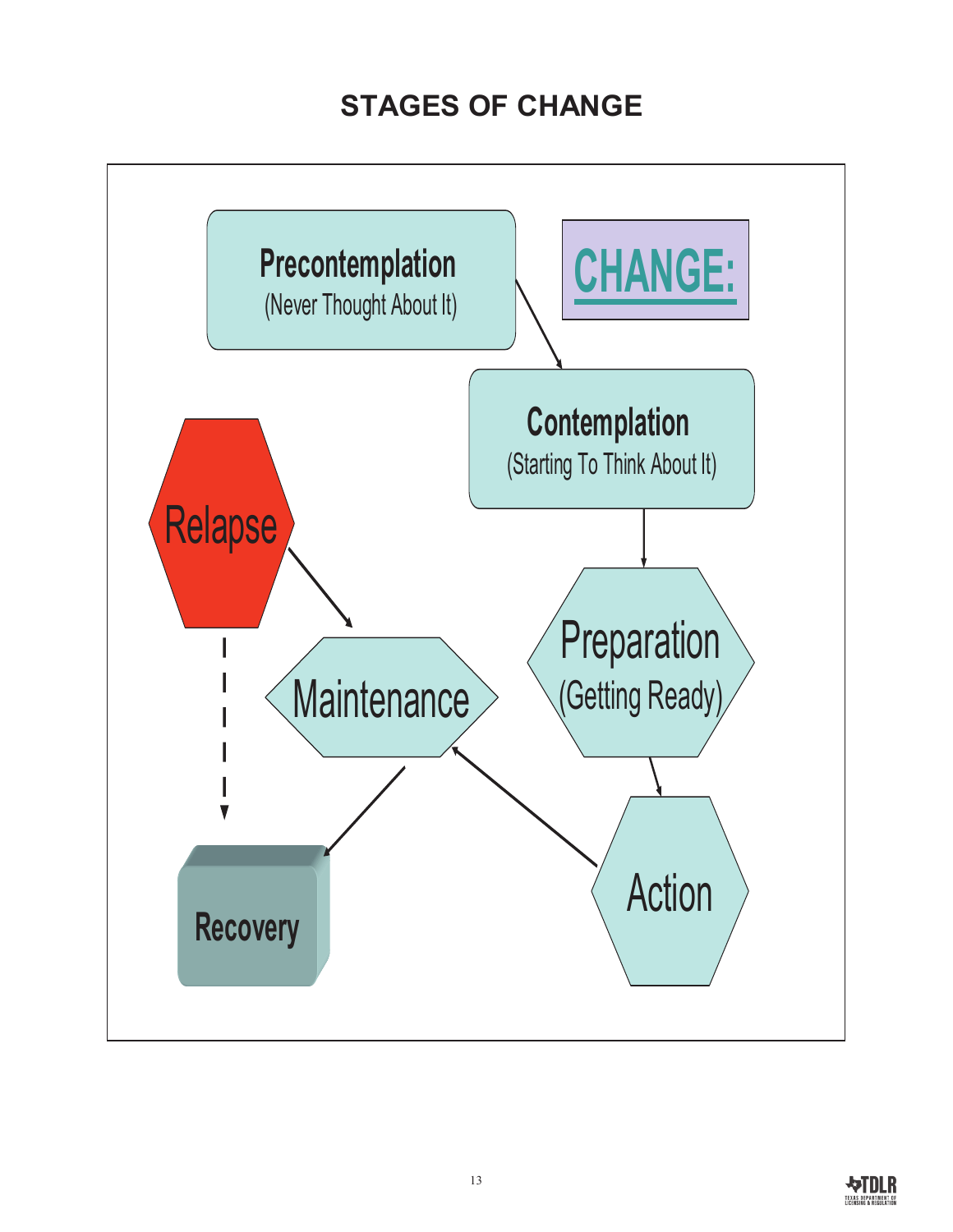## STAGES OF CHANGE

CHANGE:

**Precontemplation**
(Never Thought About It)

**Contemplation**
(Starting To Think About It)

Preparation
(Getting Ready)

Action

Maintenance

Relapse

**Recovery**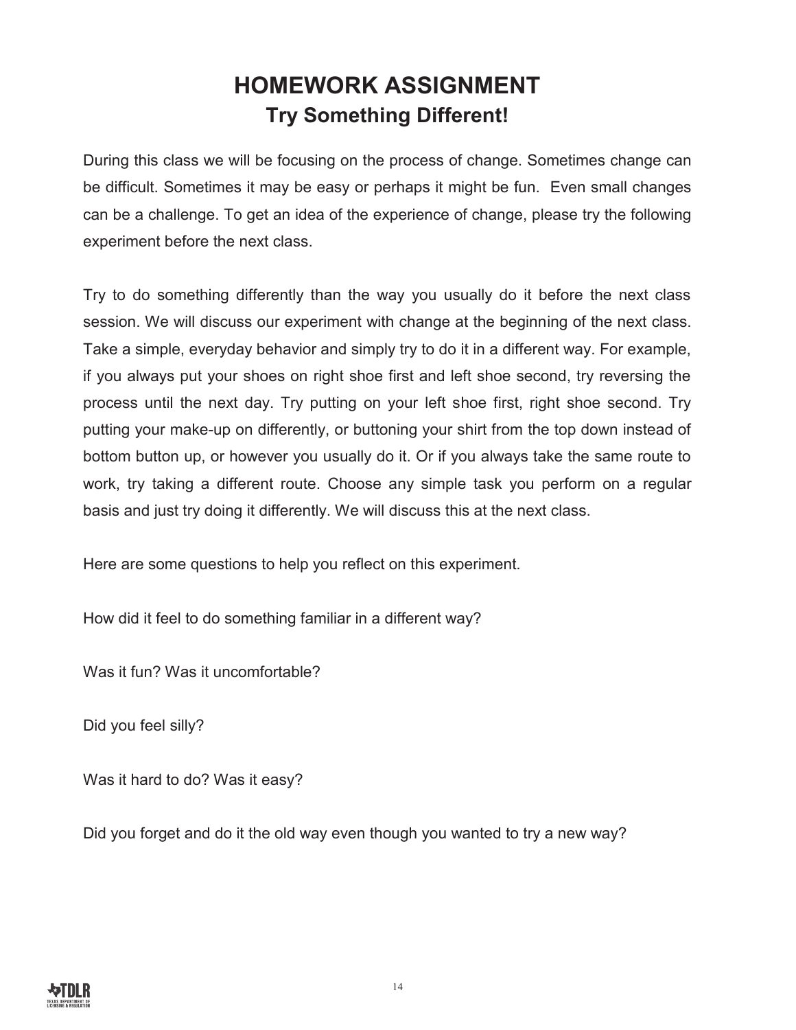# HOMEWORK ASSIGNMENT

## Try Something Different!

During this class we will be focusing on the process of change. Sometimes change can be difficult. Sometimes it may be easy or perhaps it might be fun. Even small changes can be a challenge. To get an idea of the experience of change, please try the following experiment before the next class.

Try to do something differently than the way you usually do it before the next class session. We will discuss our experiment with change at the beginning of the next class. Take a simple, everyday behavior and simply try to do it in a different way. For example, if you always put your shoes on right shoe first and left shoe second, try reversing the process until the next day. Try putting on your left shoe first, right shoe second. Try putting your make-up on differently, or buttoning your shirt from the top down instead of bottom button up, or however you usually do it. Or if you always take the same route to work, try taking a different route. Choose any simple task you perform on a regular basis and just try doing it differently. We will discuss this at the next class.

Here are some questions to help you reflect on this experiment.

How did it feel to do something familiar in a different way?

Was it fun? Was it uncomfortable?

Did you feel silly?

Was it hard to do? Was it easy?

Did you forget and do it the old way even though you wanted to try a new way?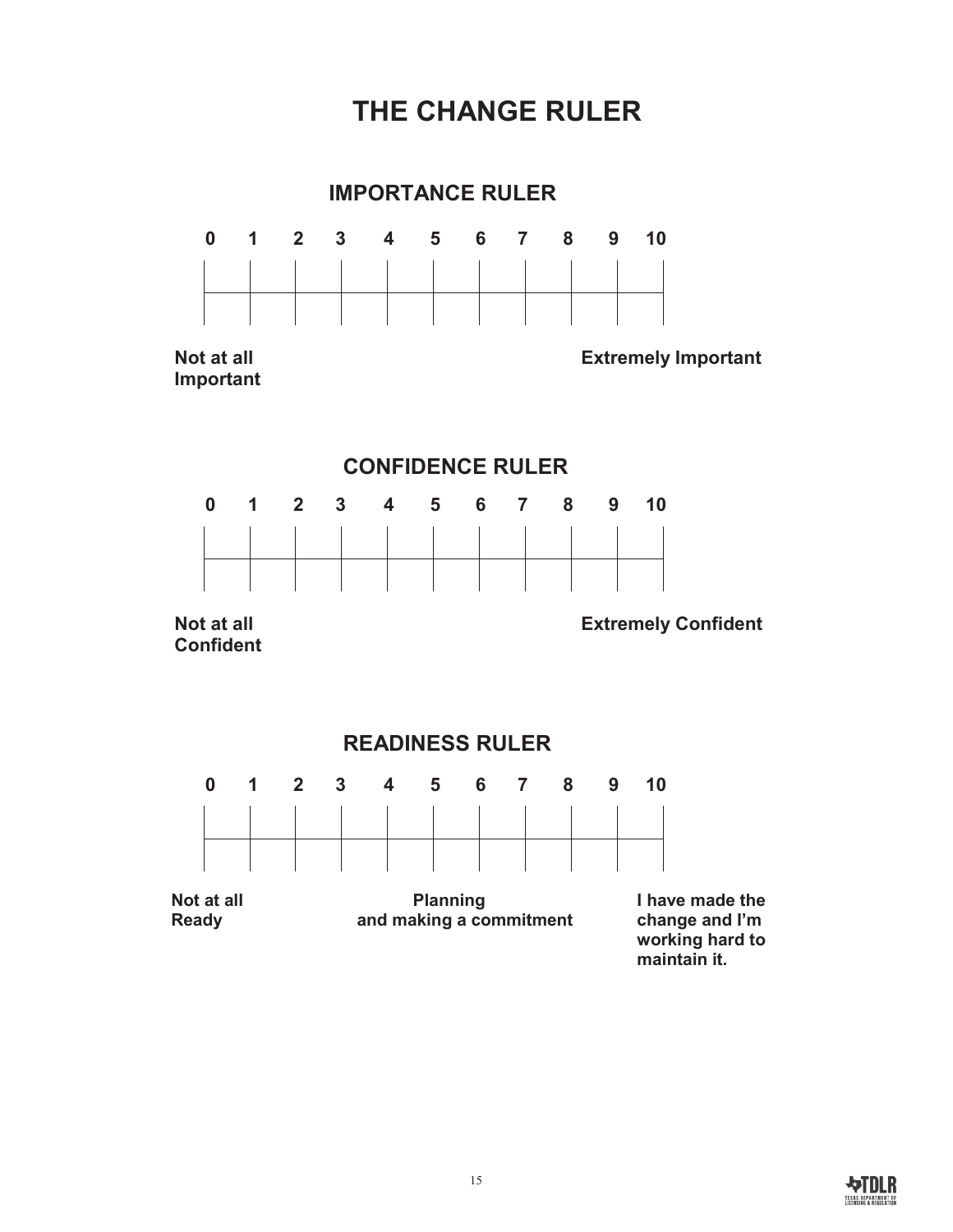# THE CHANGE RULER

## IMPORTANCE RULER

| 0 | 1 | 2 | 3 | 4 | 5 | 6 | 7 | 8 | 9 | 10 |
|---|---|---|---|---|---|---|---|---|---|---|

**Not at all Important** **Extremely Important**

## CONFIDENCE RULER

| 0 | 1 | 2 | 3 | 4 | 5 | 6 | 7 | 8 | 9 | 10 |
|---|---|---|---|---|---|---|---|---|---|---|

**Not at all Confident** **Extremely Confident**

## READINESS RULER

| 0 | 1 | 2 | 3 | 4 | 5 | 6 | 7 | 8 | 9 | 10 |
|---|---|---|---|---|---|---|---|---|---|---|

**Not at all Ready** **Planning and making a commitment** **I have made the change and I'm working hard to maintain it.**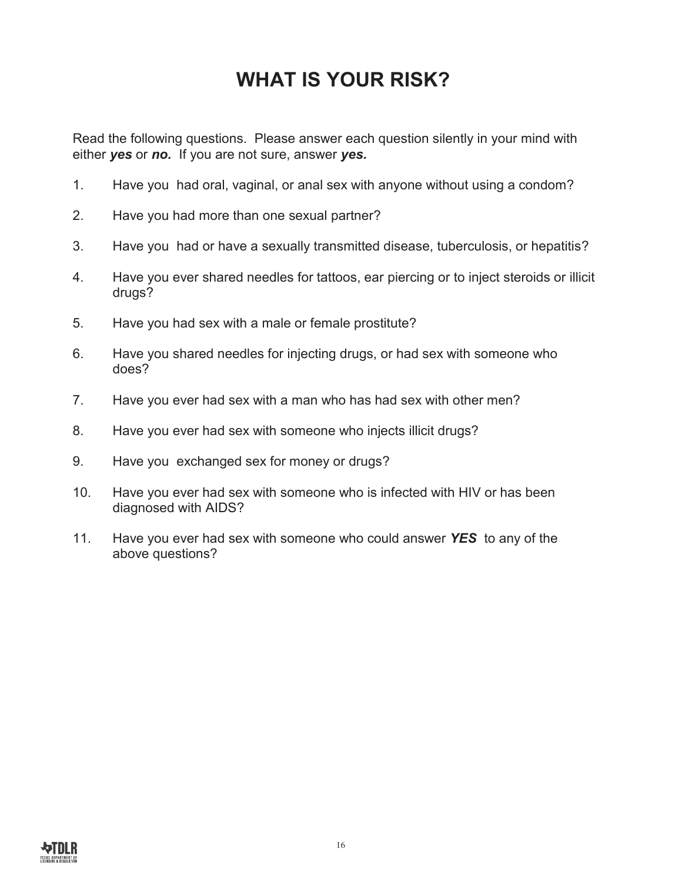# WHAT IS YOUR RISK?

Read the following questions. Please answer each question silently in your mind with either ***yes*** or ***no.*** If you are not sure, answer ***yes.***

1. Have you had oral, vaginal, or anal sex with anyone without using a condom?
2. Have you had more than one sexual partner?
3. Have you had or have a sexually transmitted disease, tuberculosis, or hepatitis?
4. Have you ever shared needles for tattoos, ear piercing or to inject steroids or illicit drugs?
5. Have you had sex with a male or female prostitute?
6. Have you shared needles for injecting drugs, or had sex with someone who does?
7. Have you ever had sex with a man who has had sex with other men?
8. Have you ever had sex with someone who injects illicit drugs?
9. Have you exchanged sex for money or drugs?
10. Have you ever had sex with someone who is infected with HIV or has been diagnosed with AIDS?
11. Have you ever had sex with someone who could answer ***YES*** to any of the above questions?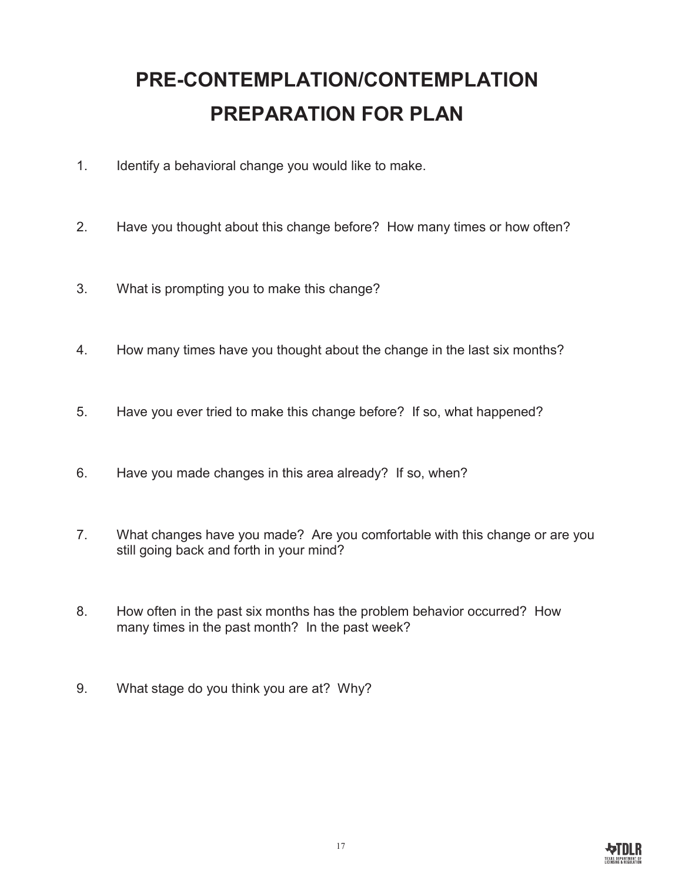# PRE-CONTEMPLATION/CONTEMPLATION PREPARATION FOR PLAN

1. Identify a behavioral change you would like to make.

2. Have you thought about this change before? How many times or how often?

3. What is prompting you to make this change?

4. How many times have you thought about the change in the last six months?

5. Have you ever tried to make this change before? If so, what happened?

6. Have you made changes in this area already? If so, when?

7. What changes have you made? Are you comfortable with this change or are you still going back and forth in your mind?

8. How often in the past six months has the problem behavior occurred? How many times in the past month? In the past week?

9. What stage do you think you are at? Why?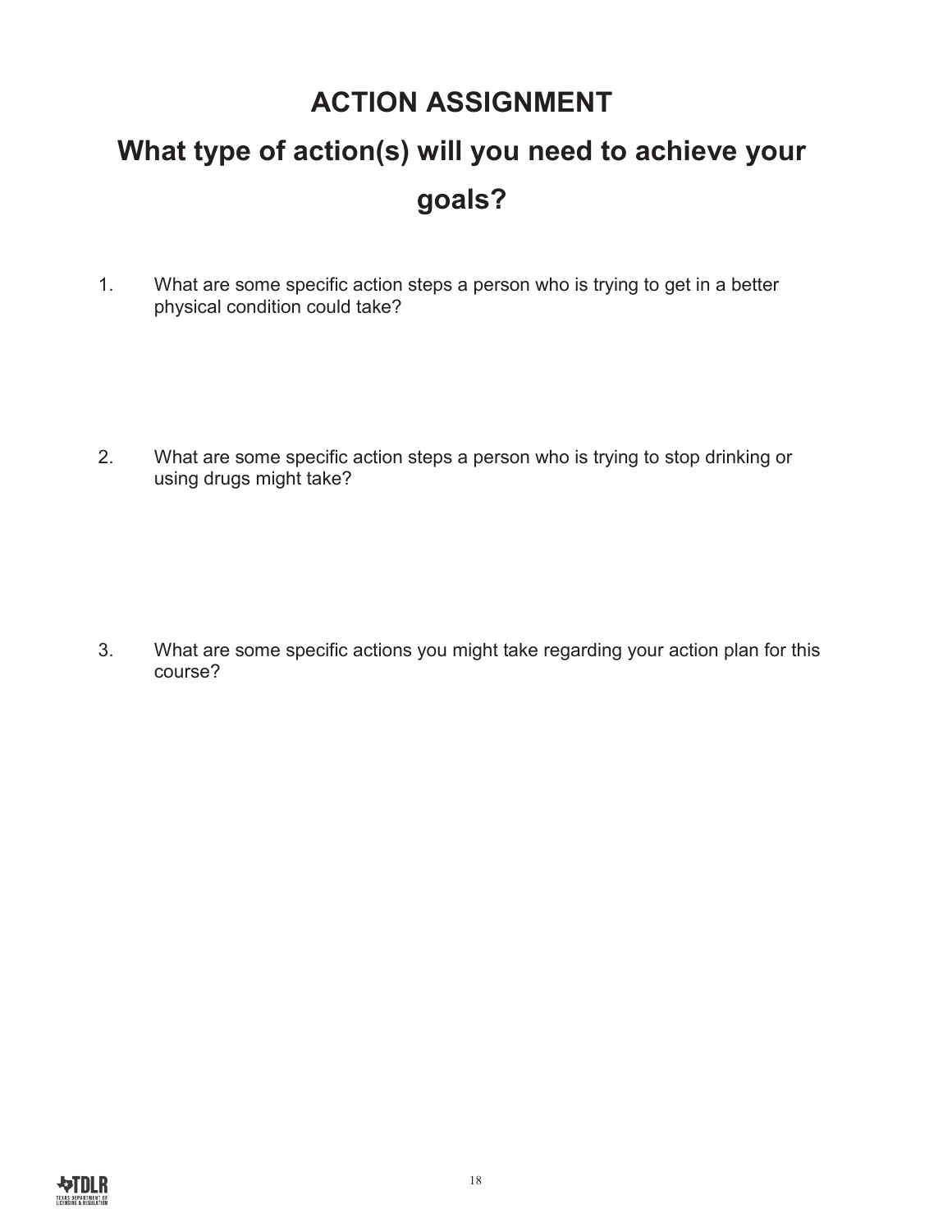# ACTION ASSIGNMENT

## What type of action(s) will you need to achieve your goals?

1. What are some specific action steps a person who is trying to get in a better physical condition could take?

2. What are some specific action steps a person who is trying to stop drinking or using drugs might take?

3. What are some specific actions you might take regarding your action plan for this course?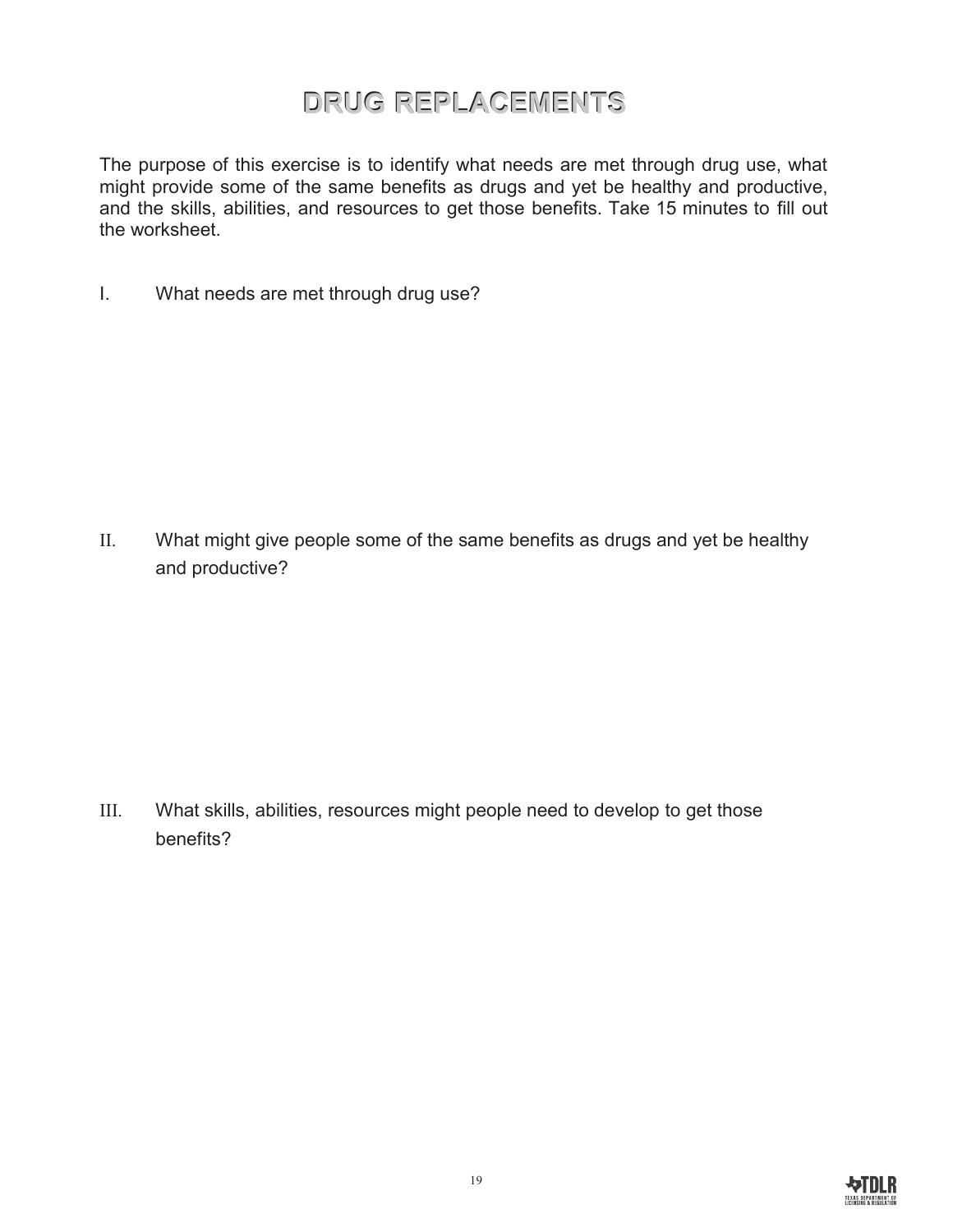# DRUG REPLACEMENTS

The purpose of this exercise is to identify what needs are met through drug use, what might provide some of the same benefits as drugs and yet be healthy and productive, and the skills, abilities, and resources to get those benefits. Take 15 minutes to fill out the worksheet.

I. What needs are met through drug use?

II. What might give people some of the same benefits as drugs and yet be healthy and productive?

III. What skills, abilities, resources might people need to develop to get those benefits?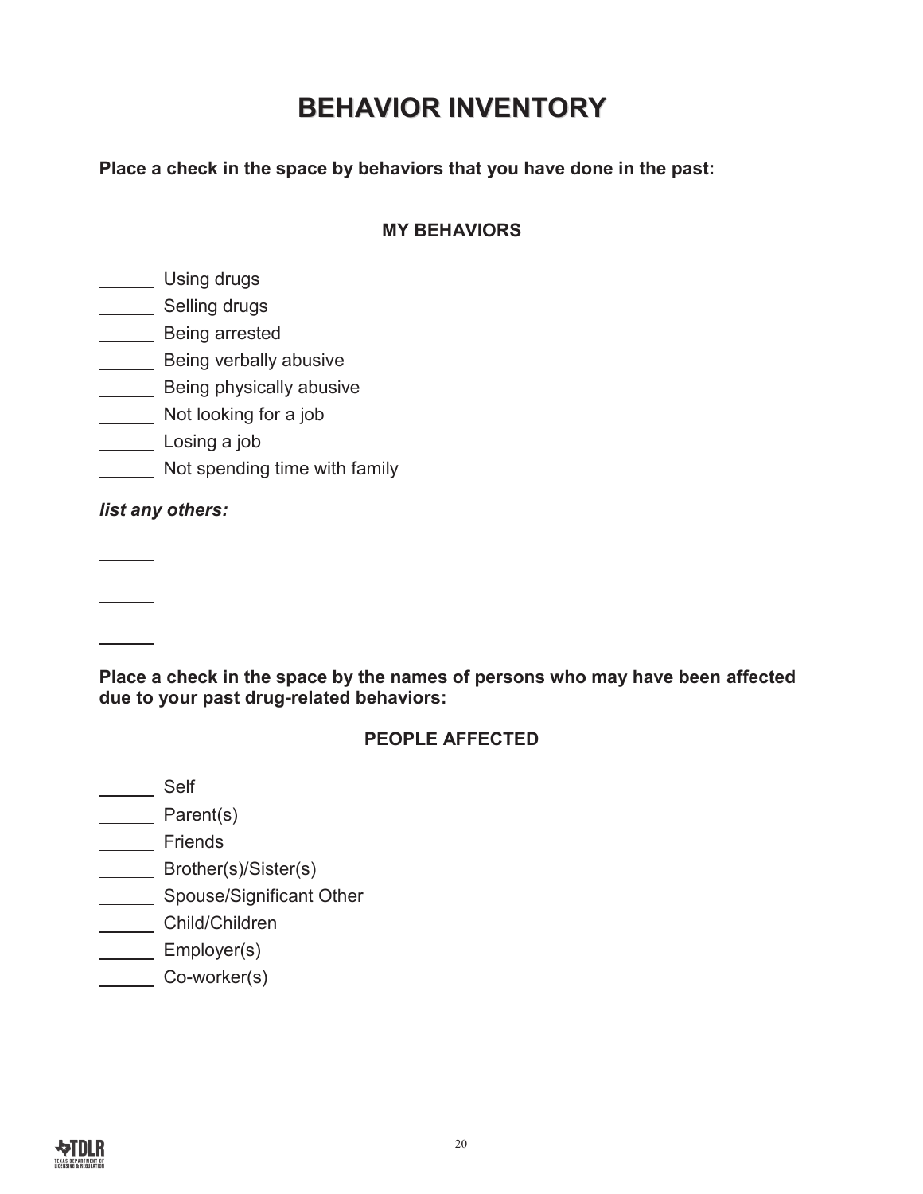# BEHAVIOR INVENTORY

**Place a check in the space by behaviors that you have done in the past:**

### MY BEHAVIORS

\_\_\_\_\_\_ Using drugs
\_\_\_\_\_\_ Selling drugs
\_\_\_\_\_\_ Being arrested
\_\_\_\_\_\_ Being verbally abusive
\_\_\_\_\_\_ Being physically abusive
\_\_\_\_\_\_ Not looking for a job
\_\_\_\_\_\_ Losing a job
\_\_\_\_\_\_ Not spending time with family

***list any others:***

\_\_\_\_\_\_

\_\_\_\_\_\_

\_\_\_\_\_\_

**Place a check in the space by the names of persons who may have been affected due to your past drug-related behaviors:**

### PEOPLE AFFECTED

\_\_\_\_\_\_ Self
\_\_\_\_\_\_ Parent(s)
\_\_\_\_\_\_ Friends
\_\_\_\_\_\_ Brother(s)/Sister(s)
\_\_\_\_\_\_ Spouse/Significant Other
\_\_\_\_\_\_ Child/Children
\_\_\_\_\_\_ Employer(s)
\_\_\_\_\_\_ Co-worker(s)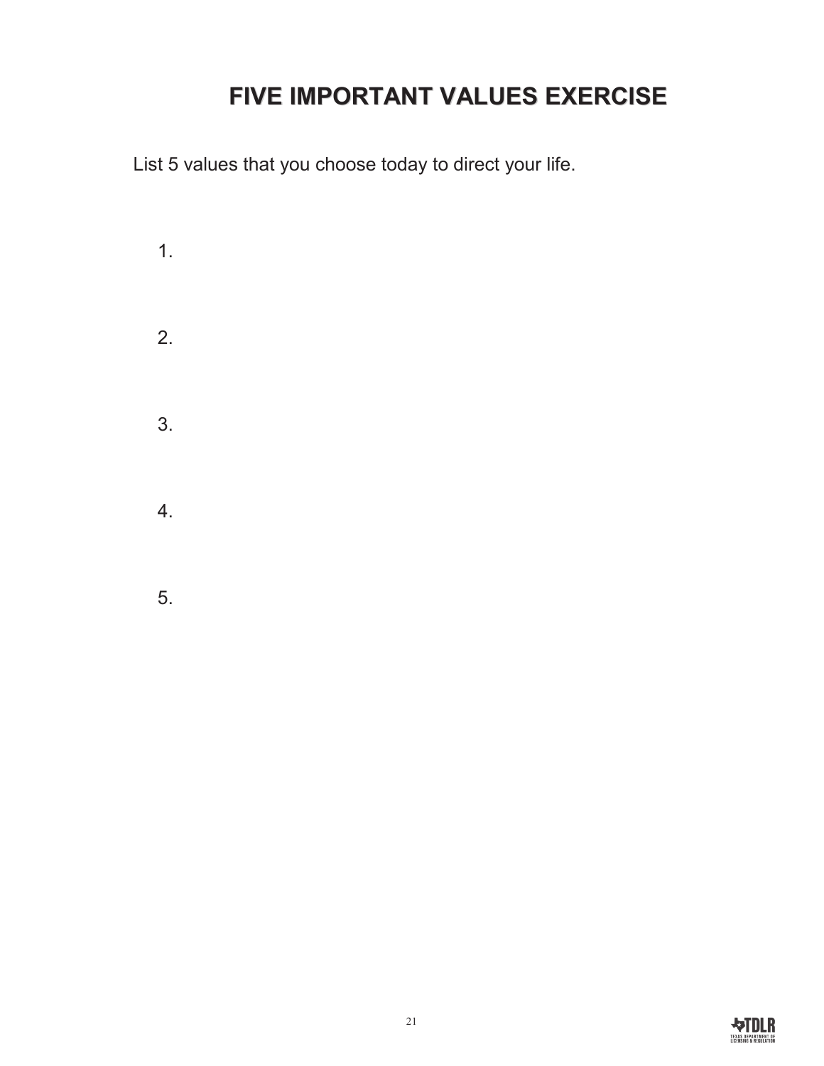# FIVE IMPORTANT VALUES EXERCISE

List 5 values that you choose today to direct your life.

1.

2.

3.

4.

5.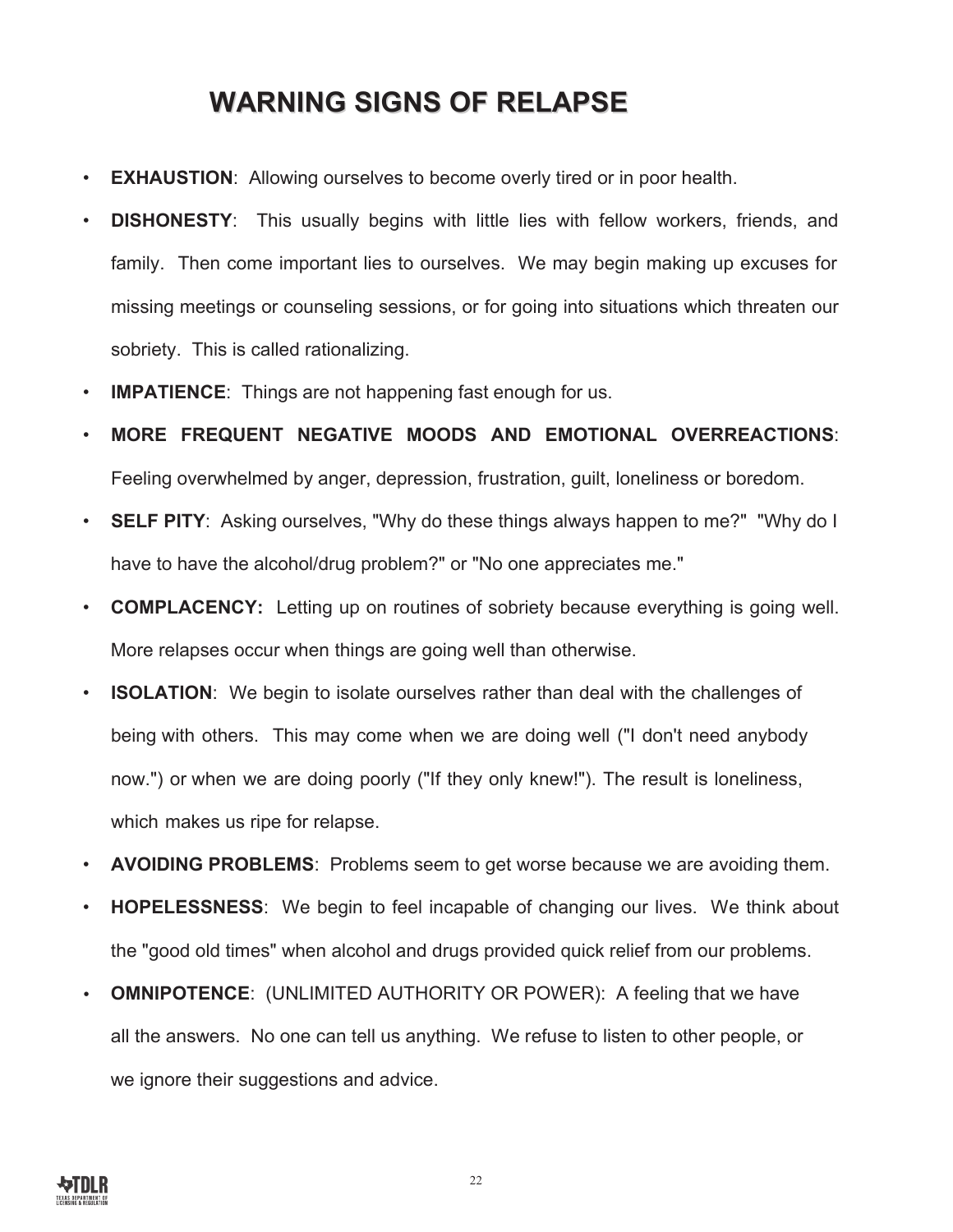# WARNING SIGNS OF RELAPSE

- **EXHAUSTION**: Allowing ourselves to become overly tired or in poor health.
- **DISHONESTY**: This usually begins with little lies with fellow workers, friends, and family. Then come important lies to ourselves. We may begin making up excuses for missing meetings or counseling sessions, or for going into situations which threaten our sobriety. This is called rationalizing.
- **IMPATIENCE**: Things are not happening fast enough for us.
- **MORE FREQUENT NEGATIVE MOODS AND EMOTIONAL OVERREACTIONS**: Feeling overwhelmed by anger, depression, frustration, guilt, loneliness or boredom.
- **SELF PITY**: Asking ourselves, "Why do these things always happen to me?" "Why do I have to have the alcohol/drug problem?" or "No one appreciates me."
- **COMPLACENCY:** Letting up on routines of sobriety because everything is going well. More relapses occur when things are going well than otherwise.
- **ISOLATION**: We begin to isolate ourselves rather than deal with the challenges of being with others. This may come when we are doing well ("I don't need anybody now.") or when we are doing poorly ("If they only knew!"). The result is loneliness, which makes us ripe for relapse.
- **AVOIDING PROBLEMS**: Problems seem to get worse because we are avoiding them.
- **HOPELESSNESS**: We begin to feel incapable of changing our lives. We think about the "good old times" when alcohol and drugs provided quick relief from our problems.
- **OMNIPOTENCE**: (UNLIMITED AUTHORITY OR POWER): A feeling that we have all the answers. No one can tell us anything. We refuse to listen to other people, or we ignore their suggestions and advice.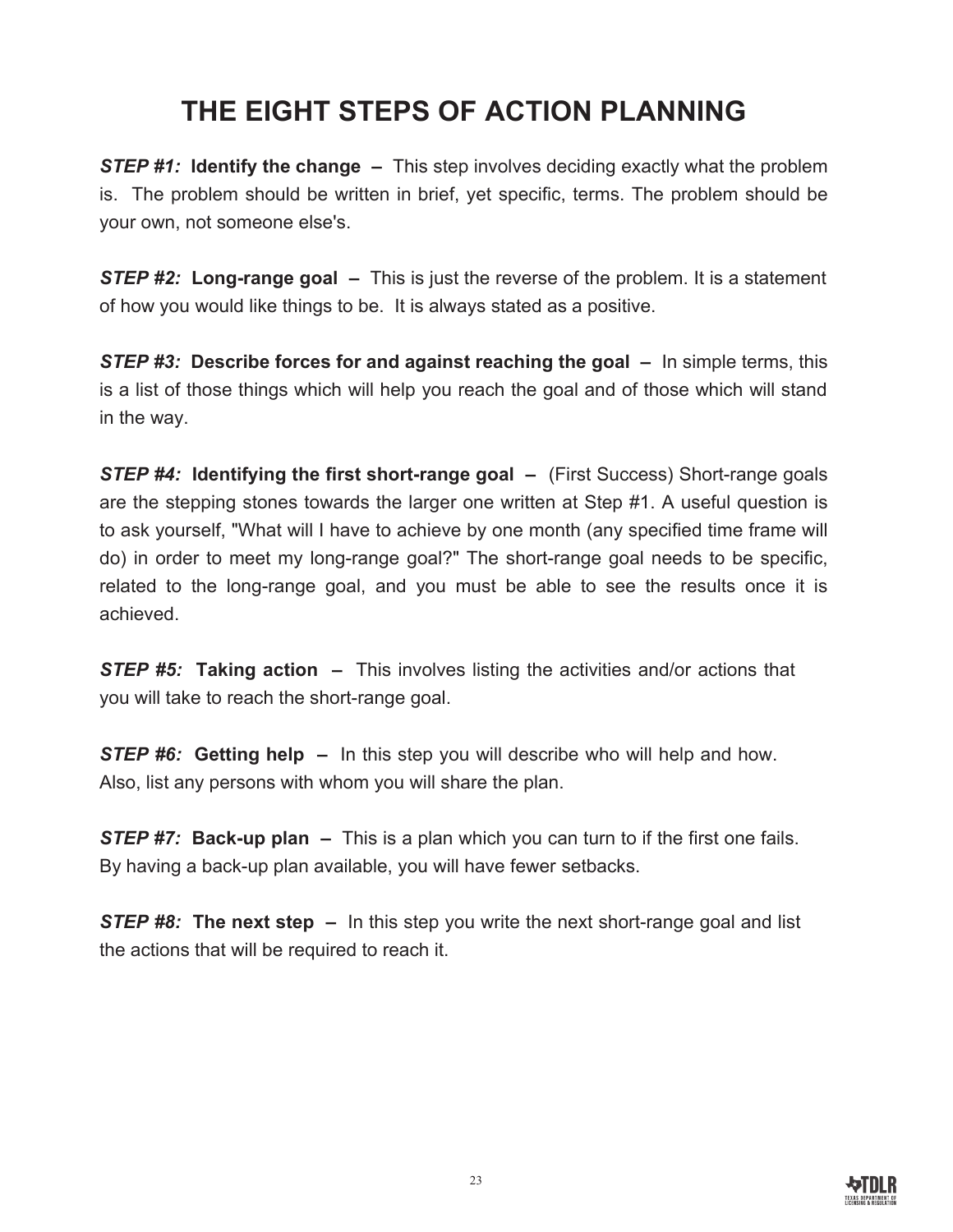# THE EIGHT STEPS OF ACTION PLANNING

***STEP #1:*** **Identify the change –** This step involves deciding exactly what the problem is. The problem should be written in brief, yet specific, terms. The problem should be your own, not someone else's.

***STEP #2:*** **Long-range goal –** This is just the reverse of the problem. It is a statement of how you would like things to be. It is always stated as a positive.

***STEP #3:*** **Describe forces for and against reaching the goal –** In simple terms, this is a list of those things which will help you reach the goal and of those which will stand in the way.

***STEP #4:*** **Identifying the first short-range goal –** (First Success) Short-range goals are the stepping stones towards the larger one written at Step #1. A useful question is to ask yourself, "What will I have to achieve by one month (any specified time frame will do) in order to meet my long-range goal?" The short-range goal needs to be specific, related to the long-range goal, and you must be able to see the results once it is achieved.

***STEP #5:*** **Taking action –** This involves listing the activities and/or actions that you will take to reach the short-range goal.

***STEP #6:*** **Getting help –** In this step you will describe who will help and how. Also, list any persons with whom you will share the plan.

***STEP #7:*** **Back-up plan –** This is a plan which you can turn to if the first one fails. By having a back-up plan available, you will have fewer setbacks.

***STEP #8:*** **The next step –** In this step you write the next short-range goal and list the actions that will be required to reach it.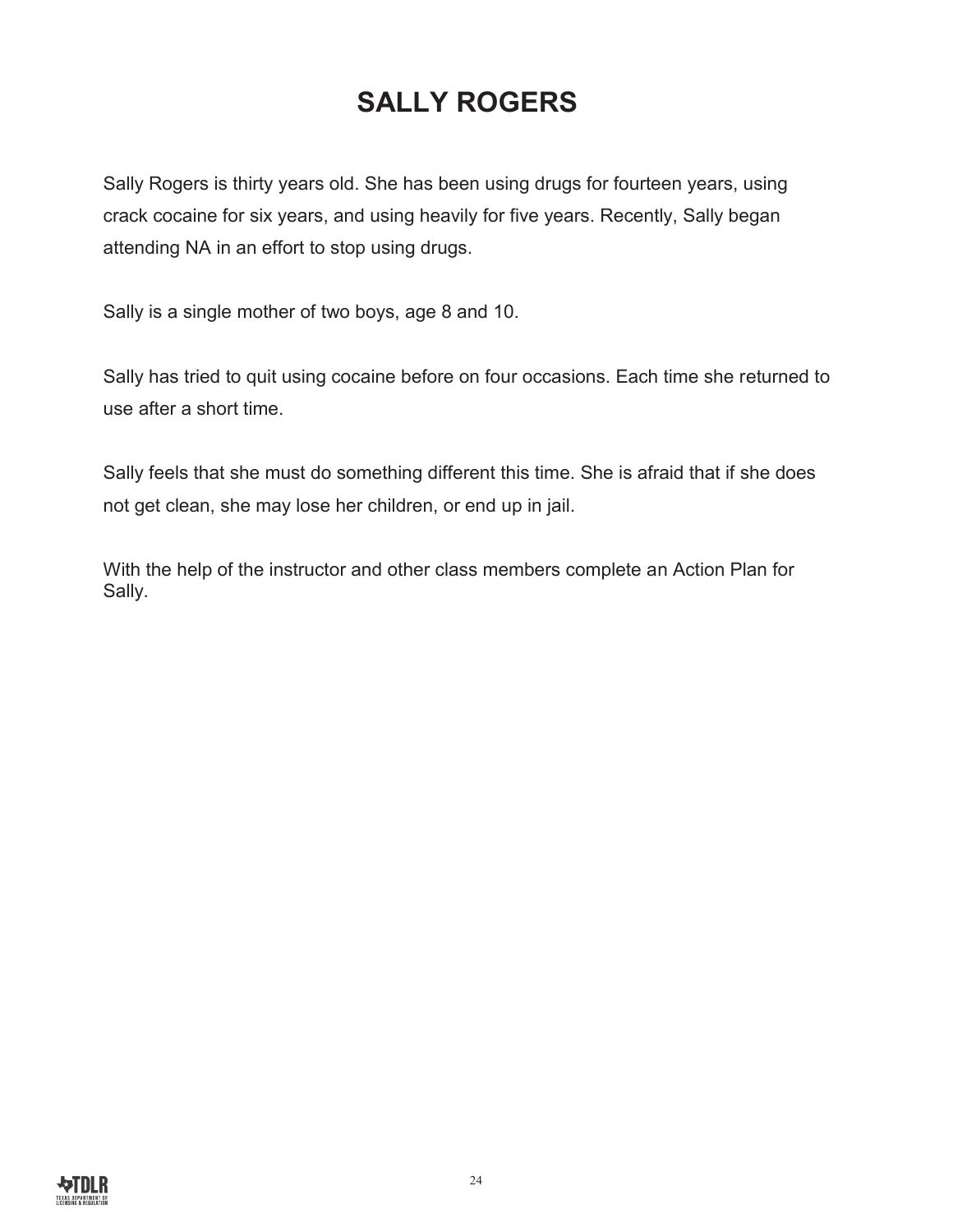# SALLY ROGERS

Sally Rogers is thirty years old. She has been using drugs for fourteen years, using crack cocaine for six years, and using heavily for five years. Recently, Sally began attending NA in an effort to stop using drugs.

Sally is a single mother of two boys, age 8 and 10.

Sally has tried to quit using cocaine before on four occasions. Each time she returned to use after a short time.

Sally feels that she must do something different this time. She is afraid that if she does not get clean, she may lose her children, or end up in jail.

With the help of the instructor and other class members complete an Action Plan for Sally.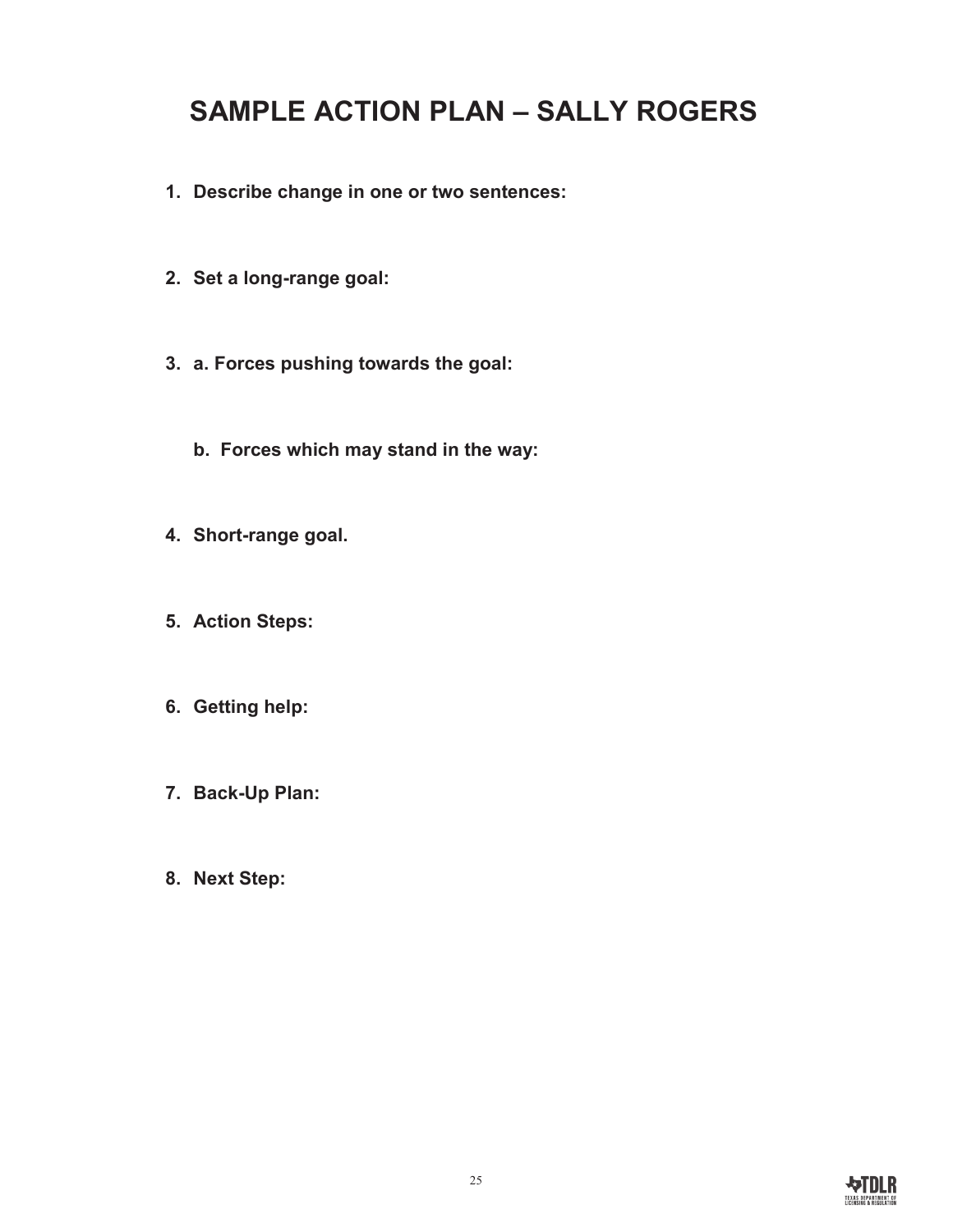# SAMPLE ACTION PLAN – SALLY ROGERS

1. **Describe change in one or two sentences:**

2. **Set a long-range goal:**

3. **a. Forces pushing towards the goal:**

   **b. Forces which may stand in the way:**

4. **Short-range goal.**

5. **Action Steps:**

6. **Getting help:**

7. **Back-Up Plan:**

8. **Next Step:**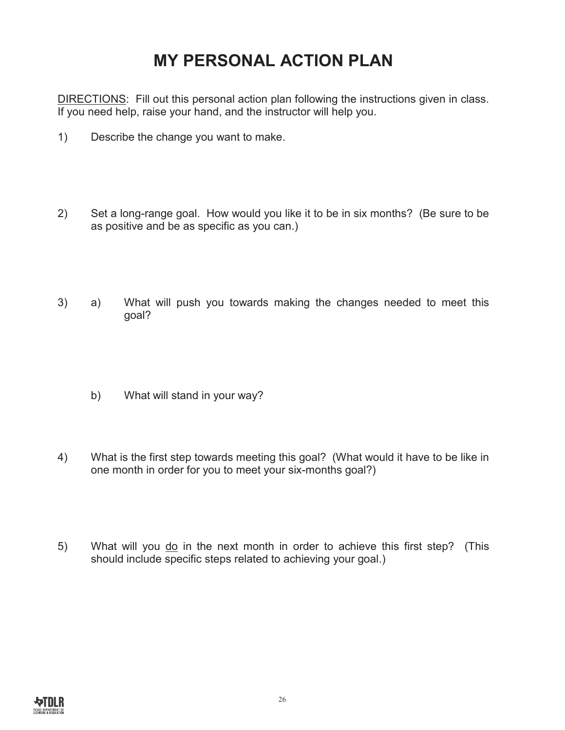# MY PERSONAL ACTION PLAN

DIRECTIONS: Fill out this personal action plan following the instructions given in class. If you need help, raise your hand, and the instructor will help you.

1) Describe the change you want to make.

2) Set a long-range goal. How would you like it to be in six months? (Be sure to be as positive and be as specific as you can.)

3) a) What will push you towards making the changes needed to meet this goal?

   b) What will stand in your way?

4) What is the first step towards meeting this goal? (What would it have to be like in one month in order for you to meet your six-months goal?)

5) What will you do in the next month in order to achieve this first step? (This should include specific steps related to achieving your goal.)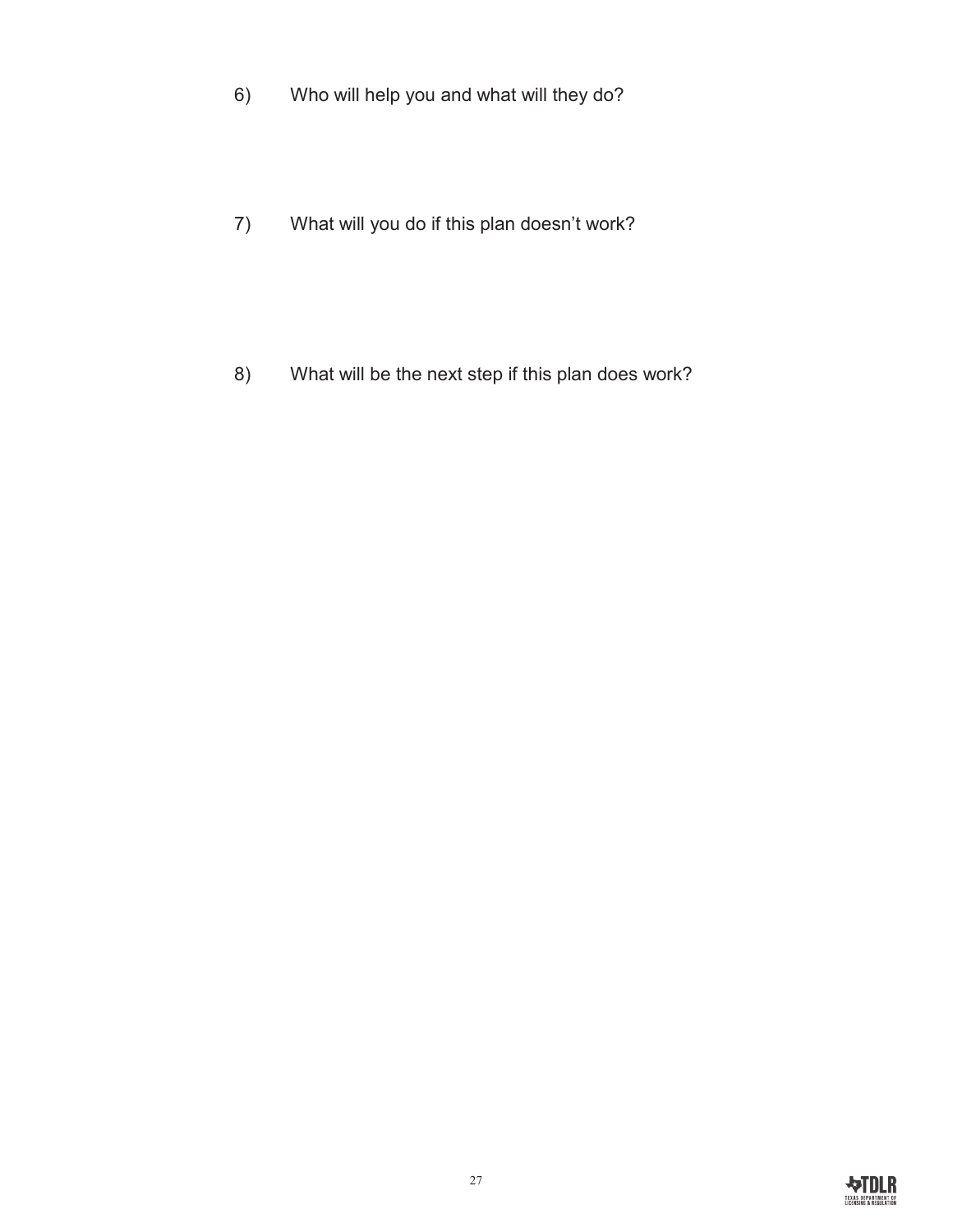6) Who will help you and what will they do?

7) What will you do if this plan doesn't work?

8) What will be the next step if this plan does work?